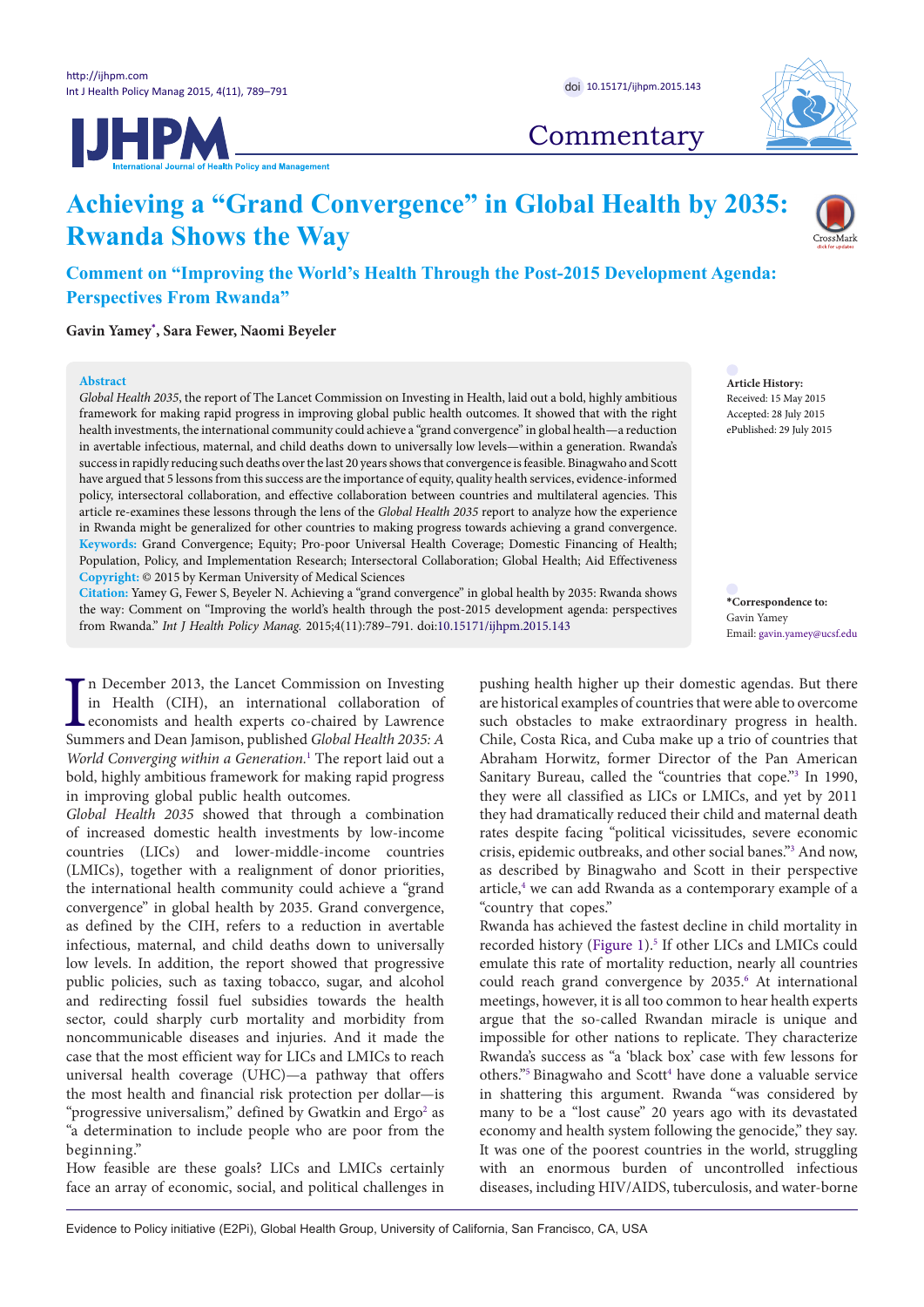Commentary

# Achieving a "Grand Convergence" in Global Health by 2035: Rwanda Shows the Way

## Comment on "Improving the World's Health Through the Post-2015 Development Agenda: Perspectives From Rwanda"

**Gavin Yamey[*], Sara Fewer, Naomi Beyeler**

**Abstract**

*Global Health 2035*, the report of The Lancet Commission on Investing in Health, laid out a bold, highly ambitious framework for making rapid progress in improving global public health outcomes. It showed that with the right health investments, the international community could achieve a "grand convergence" in global health—a reduction in avertable infectious, maternal, and child deaths down to universally low levels—within a generation. Rwanda's success in rapidly reducing such deaths over the last 20 years shows that convergence is feasible. Binagwaho and Scott have argued that 5 lessons from this success are the importance of equity, quality health services, evidence-informed policy, intersectoral collaboration, and effective collaboration between countries and multilateral agencies. This article re-examines these lessons through the lens of the *Global Health 2035* report to analyze how the experience in Rwanda might be generalized for other countries to making progress towards achieving a grand convergence.

**Keywords:** Grand Convergence; Equity; Pro-poor Universal Health Coverage; Domestic Financing of Health; Population, Policy, and Implementation Research; Intersectoral Collaboration; Global Health; Aid Effectiveness

**Copyright:** © 2015 by Kerman University of Medical Sciences

**Citation:** Yamey G, Fewer S, Beyeler N. Achieving a "grand convergence" in global health by 2035: Rwanda shows the way: Comment on "Improving the world's health through the post-2015 development agenda: perspectives from Rwanda." *Int J Health Policy Manag.* 2015;4(11):789–791. doi:10.15171/ijhpm.2015.143

**Article History:**
Received: 15 May 2015
Accepted: 28 July 2015
ePublished: 29 July 2015

***Correspondence to:**
Gavin Yamey
Email: gavin.yamey@ucsf.edu

In December 2013, the Lancet Commission on Investing in Health (CIH), an international collaboration of economists and health experts co-chaired by Lawrence Summers and Dean Jamison, published *Global Health 2035: A World Converging within a Generation.*[1] The report laid out a bold, highly ambitious framework for making rapid progress in improving global public health outcomes.

*Global Health 2035* showed that through a combination of increased domestic health investments by low-income countries (LICs) and lower-middle-income countries (LMICs), together with a realignment of donor priorities, the international health community could achieve a "grand convergence" in global health by 2035. Grand convergence, as defined by the CIH, refers to a reduction in avertable infectious, maternal, and child deaths down to universally low levels. In addition, the report showed that progressive public policies, such as taxing tobacco, sugar, and alcohol and redirecting fossil fuel subsidies towards the health sector, could sharply curb mortality and morbidity from noncommunicable diseases and injuries. And it made the case that the most efficient way for LICs and LMICs to reach universal health coverage (UHC)—a pathway that offers the most health and financial risk protection per dollar—is "progressive universalism," defined by Gwatkin and Ergo[2] as "a determination to include people who are poor from the beginning."

How feasible are these goals? LICs and LMICs certainly face an array of economic, social, and political challenges in pushing health higher up their domestic agendas. But there are historical examples of countries that were able to overcome such obstacles to make extraordinary progress in health. Chile, Costa Rica, and Cuba make up a trio of countries that Abraham Horwitz, former Director of the Pan American Sanitary Bureau, called the "countries that cope."[3] In 1990, they were all classified as LICs or LMICs, and yet by 2011 they had dramatically reduced their child and maternal death rates despite facing "political vicissitudes, severe economic crisis, epidemic outbreaks, and other social banes."[3] And now, as described by Binagwaho and Scott in their perspective article,[4] we can add Rwanda as a contemporary example of a "country that copes."

Rwanda has achieved the fastest decline in child mortality in recorded history (Figure 1).[5] If other LICs and LMICs could emulate this rate of mortality reduction, nearly all countries could reach grand convergence by 2035.[6] At international meetings, however, it is all too common to hear health experts argue that the so-called Rwandan miracle is unique and impossible for other nations to replicate. They characterize Rwanda's success as "a 'black box' case with few lessons for others."[5] Binagwaho and Scott[4] have done a valuable service in shattering this argument. Rwanda "was considered by many to be a "lost cause" 20 years ago with its devastated economy and health system following the genocide," they say. It was one of the poorest countries in the world, struggling with an enormous burden of uncontrolled infectious diseases, including HIV/AIDS, tuberculosis, and water-borne

Evidence to Policy initiative (E2Pi), Global Health Group, University of California, San Francisco, CA, USA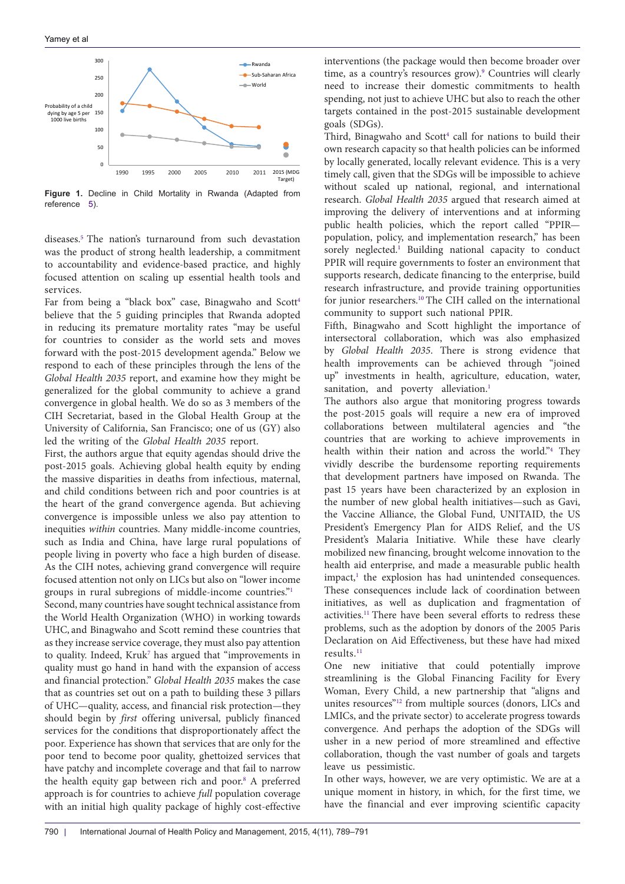Figure 1. Decline in Child Mortality in Rwanda (Adapted from reference 5).

diseases.[5] The nation's turnaround from such devastation was the product of strong health leadership, a commitment to accountability and evidence-based practice, and highly focused attention on scaling up essential health tools and services.

Far from being a "black box" case, Binagwaho and Scott[4] believe that the 5 guiding principles that Rwanda adopted in reducing its premature mortality rates "may be useful for countries to consider as the world sets and moves forward with the post-2015 development agenda." Below we respond to each of these principles through the lens of the *Global Health 2035* report, and examine how they might be generalized for the global community to achieve a grand convergence in global health. We do so as 3 members of the CIH Secretariat, based in the Global Health Group at the University of California, San Francisco; one of us (GY) also led the writing of the *Global Health 2035* report.

First, the authors argue that equity agendas should drive the post-2015 goals. Achieving global health equity by ending the massive disparities in deaths from infectious, maternal, and child conditions between rich and poor countries is at the heart of the grand convergence agenda. But achieving convergence is impossible unless we also pay attention to inequities *within* countries. Many middle-income countries, such as India and China, have large rural populations of people living in poverty who face a high burden of disease. As the CIH notes, achieving grand convergence will require focused attention not only on LICs but also on "lower income groups in rural subregions of middle-income countries."[1]

Second, many countries have sought technical assistance from the World Health Organization (WHO) in working towards UHC, and Binagwaho and Scott remind these countries that as they increase service coverage, they must also pay attention to quality. Indeed, Kruk[7] has argued that "improvements in quality must go hand in hand with the expansion of access and financial protection." *Global Health 2035* makes the case that as countries set out on a path to building these 3 pillars of UHC—quality, access, and financial risk protection—they should begin by *first* offering universal, publicly financed services for the conditions that disproportionately affect the poor. Experience has shown that services that are only for the poor tend to become poor quality, ghettoized services that have patchy and incomplete coverage and that fail to narrow the health equity gap between rich and poor.[8] A preferred approach is for countries to achieve *full* population coverage with an initial high quality package of highly cost-effective interventions (the package would then become broader over time, as a country's resources grow).[9] Countries will clearly need to increase their domestic commitments to health spending, not just to achieve UHC but also to reach the other targets contained in the post-2015 sustainable development goals (SDGs).

Third, Binagwaho and Scott[4] call for nations to build their own research capacity so that health policies can be informed by locally generated, locally relevant evidence. This is a very timely call, given that the SDGs will be impossible to achieve without scaled up national, regional, and international research. *Global Health 2035* argued that research aimed at improving the delivery of interventions and at informing public health policies, which the report called "PPIR—population, policy, and implementation research," has been sorely neglected.[1] Building national capacity to conduct PPIR will require governments to foster an environment that supports research, dedicate financing to the enterprise, build research infrastructure, and provide training opportunities for junior researchers.[10] The CIH called on the international community to support such national PPIR.

Fifth, Binagwaho and Scott highlight the importance of intersectoral collaboration, which was also emphasized by *Global Health 2035*. There is strong evidence that health improvements can be achieved through "joined up" investments in health, agriculture, education, water, sanitation, and poverty alleviation.[1]

The authors also argue that monitoring progress towards the post-2015 goals will require a new era of improved collaborations between multilateral agencies and "the countries that are working to achieve improvements in health within their nation and across the world."[4] They vividly describe the burdensome reporting requirements that development partners have imposed on Rwanda. The past 15 years have been characterized by an explosion in the number of new global health initiatives—such as Gavi, the Vaccine Alliance, the Global Fund, UNITAID, the US President's Emergency Plan for AIDS Relief, and the US President's Malaria Initiative. While these have clearly mobilized new financing, brought welcome innovation to the health aid enterprise, and made a measurable public health impact,[1] the explosion has had unintended consequences. These consequences include lack of coordination between initiatives, as well as duplication and fragmentation of activities.[11] There have been several efforts to redress these problems, such as the adoption by donors of the 2005 Paris Declaration on Aid Effectiveness, but these have had mixed results.[11]

One new initiative that could potentially improve streamlining is the Global Financing Facility for Every Woman, Every Child, a new partnership that "aligns and unites resources"[12] from multiple sources (donors, LICs and LMICs, and the private sector) to accelerate progress towards convergence. And perhaps the adoption of the SDGs will usher in a new period of more streamlined and effective collaboration, though the vast number of goals and targets leave us pessimistic.

In other ways, however, we are very optimistic. We are at a unique moment in history, in which, for the first time, we have the financial and ever improving scientific capacity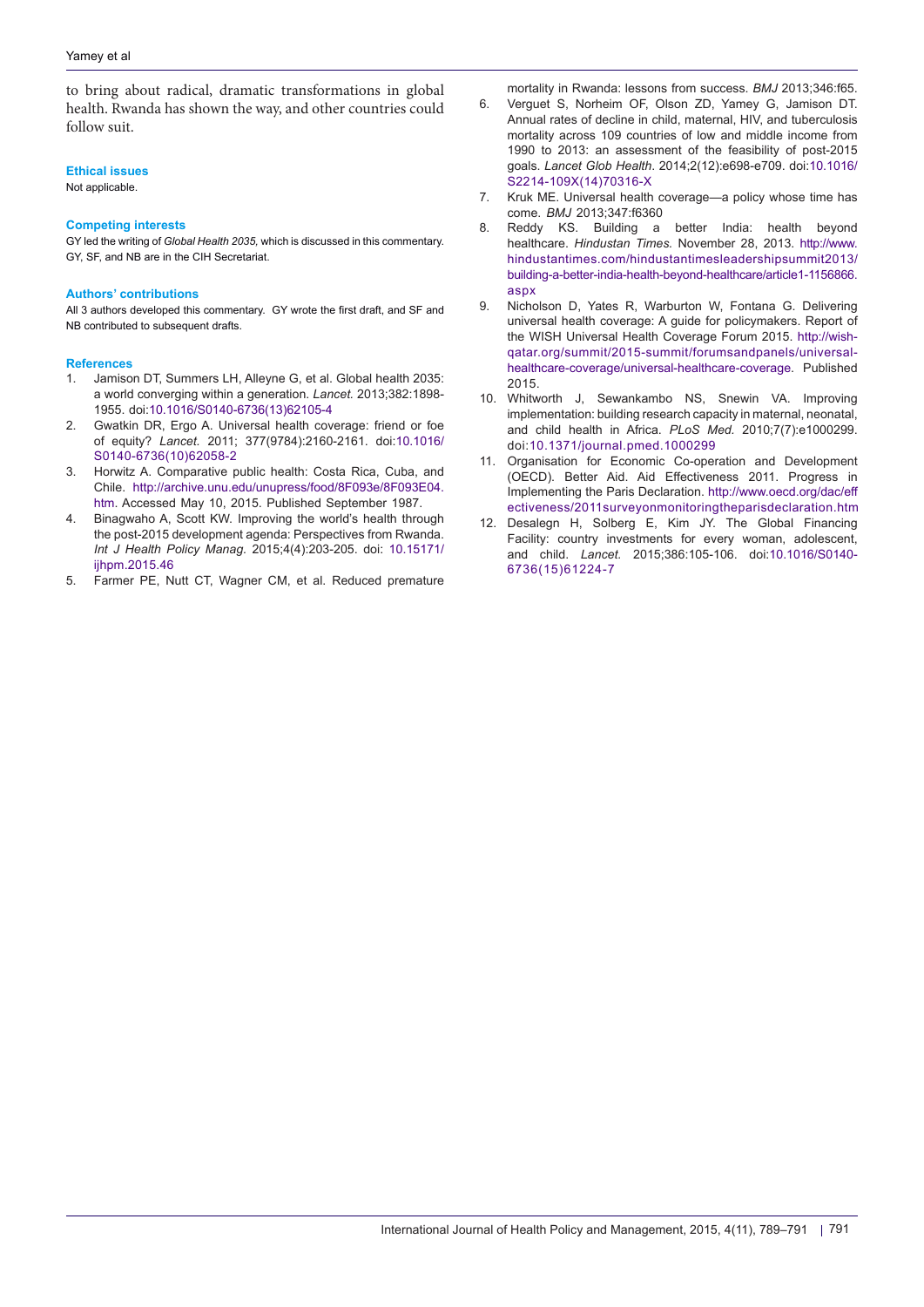to bring about radical, dramatic transformations in global health. Rwanda has shown the way, and other countries could follow suit.

### Ethical issues

Not applicable.

### Competing interests

GY led the writing of *Global Health 2035,* which is discussed in this commentary. GY, SF, and NB are in the CIH Secretariat.

### Authors' contributions

All 3 authors developed this commentary. GY wrote the first draft, and SF and NB contributed to subsequent drafts.

### References

1. Jamison DT, Summers LH, Alleyne G, et al. Global health 2035: a world converging within a generation. *Lancet.* 2013;382:1898-1955. doi:10.1016/S0140-6736(13)62105-4
2. Gwatkin DR, Ergo A. Universal health coverage: friend or foe of equity? *Lancet.* 2011; 377(9784):2160-2161. doi:10.1016/S0140-6736(10)62058-2
3. Horwitz A. Comparative public health: Costa Rica, Cuba, and Chile. http://archive.unu.edu/unupress/food/8F093e/8F093E04.htm. Accessed May 10, 2015. Published September 1987.
4. Binagwaho A, Scott KW. Improving the world's health through the post-2015 development agenda: Perspectives from Rwanda. *Int J Health Policy Manag.* 2015;4(4):203-205. doi: 10.15171/ijhpm.2015.46
5. Farmer PE, Nutt CT, Wagner CM, et al. Reduced premature mortality in Rwanda: lessons from success. *BMJ* 2013;346:f65.
6. Verguet S, Norheim OF, Olson ZD, Yamey G, Jamison DT. Annual rates of decline in child, maternal, HIV, and tuberculosis mortality across 109 countries of low and middle income from 1990 to 2013: an assessment of the feasibility of post-2015 goals. *Lancet Glob Health*. 2014;2(12):e698-e709. doi:10.1016/S2214-109X(14)70316-X
7. Kruk ME. Universal health coverage—a policy whose time has come. *BMJ* 2013;347:f6360
8. Reddy KS. Building a better India: health beyond healthcare. *Hindustan Times.* November 28, 2013. http://www.hindustantimes.com/hindustantimesleadershipsummit2013/building-a-better-india-health-beyond-healthcare/article1-1156866.aspx
9. Nicholson D, Yates R, Warburton W, Fontana G. Delivering universal health coverage: A guide for policymakers. Report of the WISH Universal Health Coverage Forum 2015. http://wish-qatar.org/summit/2015-summit/forumsandpanels/universal-healthcare-coverage/universal-healthcare-coverage. Published 2015.
10. Whitworth J, Sewankambo NS, Snewin VA. Improving implementation: building research capacity in maternal, neonatal, and child health in Africa. *PLoS Med.* 2010;7(7):e1000299. doi:10.1371/journal.pmed.1000299
11. Organisation for Economic Co-operation and Development (OECD). Better Aid. Aid Effectiveness 2011. Progress in Implementing the Paris Declaration. http://www.oecd.org/dac/effectiveness/2011surveyonmonitoringtheparisdeclaration.htm
12. Desalegn H, Solberg E, Kim JY. The Global Financing Facility: country investments for every woman, adolescent, and child. *Lancet.* 2015;386:105-106. doi:10.1016/S0140-6736(15)61224-7